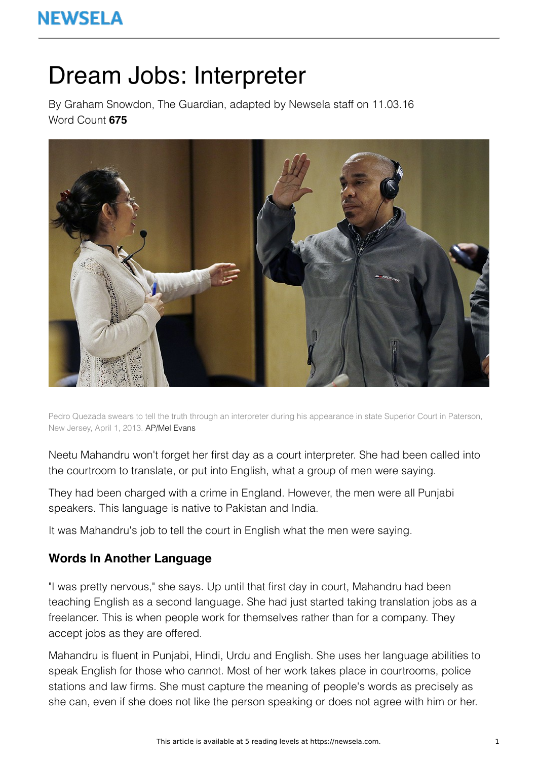NEWSELA

# Dream Jobs: Interpreter

By Graham Snowdon, The Guardian, adapted by Newsela staff on 11.03.16
Word Count **675**

Pedro Quezada swears to tell the truth through an interpreter during his appearance in state Superior Court in Paterson, New Jersey, April 1, 2013. AP/Mel Evans

Neetu Mahandru won't forget her first day as a court interpreter. She had been called into the courtroom to translate, or put into English, what a group of men were saying.

They had been charged with a crime in England. However, the men were all Punjabi speakers. This language is native to Pakistan and India.

It was Mahandru's job to tell the court in English what the men were saying.

## Words In Another Language

"I was pretty nervous," she says. Up until that first day in court, Mahandru had been teaching English as a second language. She had just started taking translation jobs as a freelancer. This is when people work for themselves rather than for a company. They accept jobs as they are offered.

Mahandru is fluent in Punjabi, Hindi, Urdu and English. She uses her language abilities to speak English for those who cannot. Most of her work takes place in courtrooms, police stations and law firms. She must capture the meaning of people's words as precisely as she can, even if she does not like the person speaking or does not agree with him or her.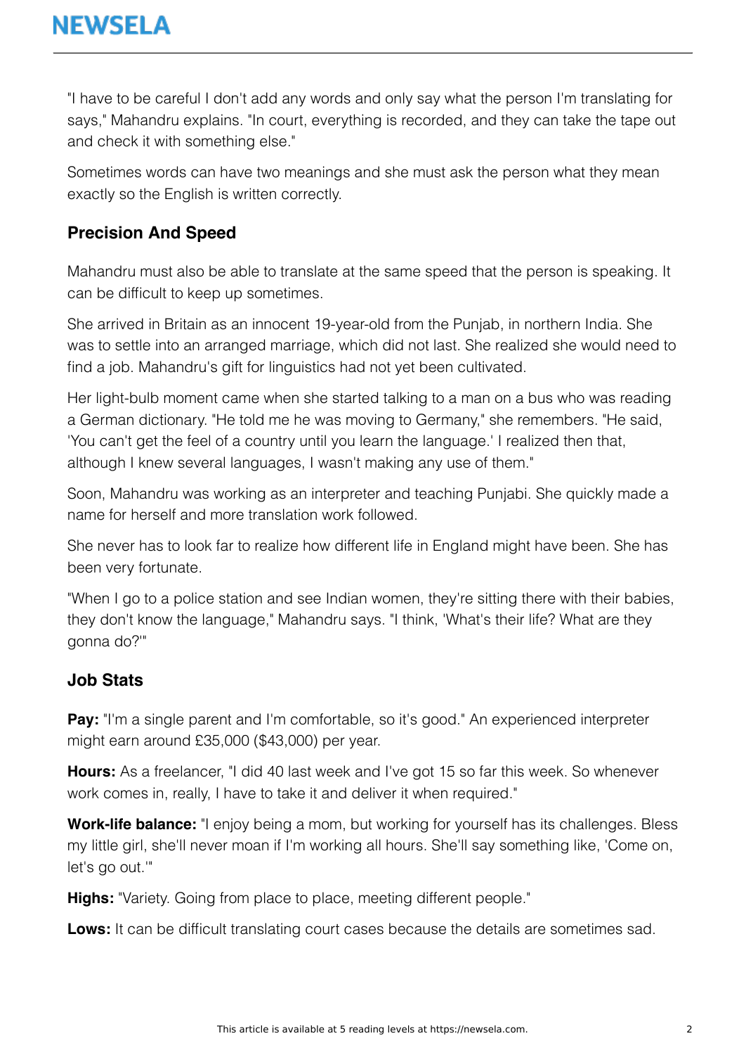"I have to be careful I don't add any words and only say what the person I'm translating for says," Mahandru explains. "In court, everything is recorded, and they can take the tape out and check it with something else."

Sometimes words can have two meanings and she must ask the person what they mean exactly so the English is written correctly.

### Precision And Speed

Mahandru must also be able to translate at the same speed that the person is speaking. It can be difficult to keep up sometimes.

She arrived in Britain as an innocent 19-year-old from the Punjab, in northern India. She was to settle into an arranged marriage, which did not last. She realized she would need to find a job. Mahandru's gift for linguistics had not yet been cultivated.

Her light-bulb moment came when she started talking to a man on a bus who was reading a German dictionary. "He told me he was moving to Germany," she remembers. "He said, 'You can't get the feel of a country until you learn the language.' I realized then that, although I knew several languages, I wasn't making any use of them."

Soon, Mahandru was working as an interpreter and teaching Punjabi. She quickly made a name for herself and more translation work followed.

She never has to look far to realize how different life in England might have been. She has been very fortunate.

"When I go to a police station and see Indian women, they're sitting there with their babies, they don't know the language," Mahandru says. "I think, 'What's their life? What are they gonna do?'"

### Job Stats

**Pay:** "I'm a single parent and I'm comfortable, so it's good." An experienced interpreter might earn around £35,000 ($43,000) per year.

**Hours:** As a freelancer, "I did 40 last week and I've got 15 so far this week. So whenever work comes in, really, I have to take it and deliver it when required."

**Work-life balance:** "I enjoy being a mom, but working for yourself has its challenges. Bless my little girl, she'll never moan if I'm working all hours. She'll say something like, 'Come on, let's go out.'"

**Highs:** "Variety. Going from place to place, meeting different people."

**Lows:** It can be difficult translating court cases because the details are sometimes sad.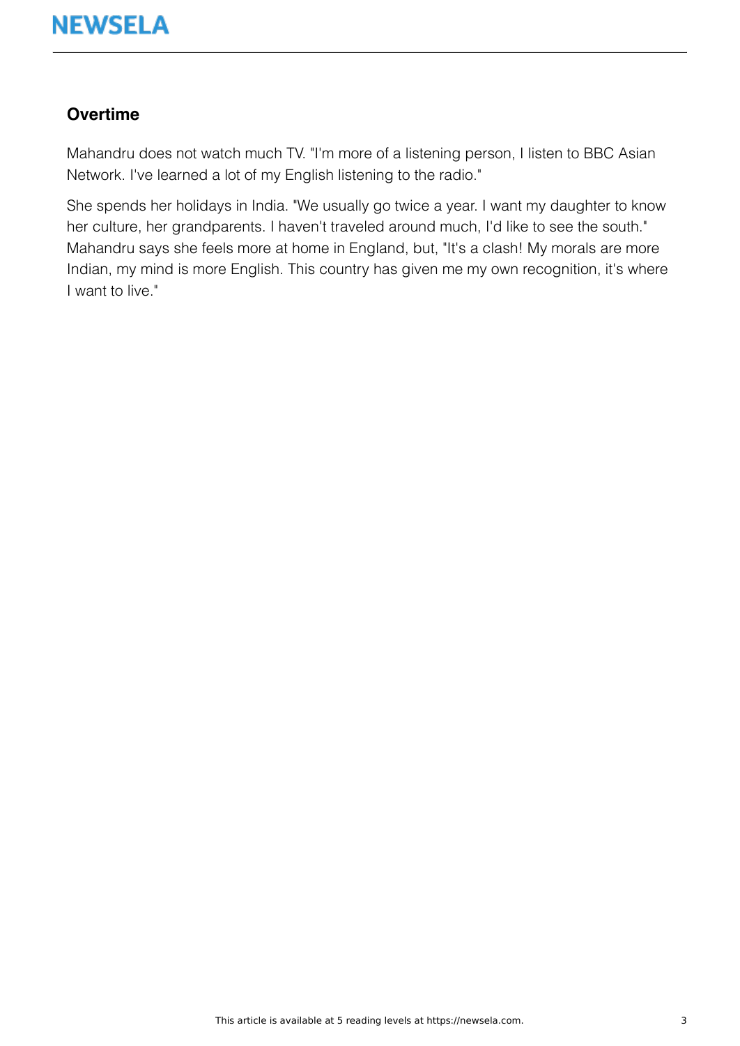## Overtime

Mahandru does not watch much TV. "I'm more of a listening person, I listen to BBC Asian Network. I've learned a lot of my English listening to the radio."

She spends her holidays in India. "We usually go twice a year. I want my daughter to know her culture, her grandparents. I haven't traveled around much, I'd like to see the south." Mahandru says she feels more at home in England, but, "It's a clash! My morals are more Indian, my mind is more English. This country has given me my own recognition, it's where I want to live."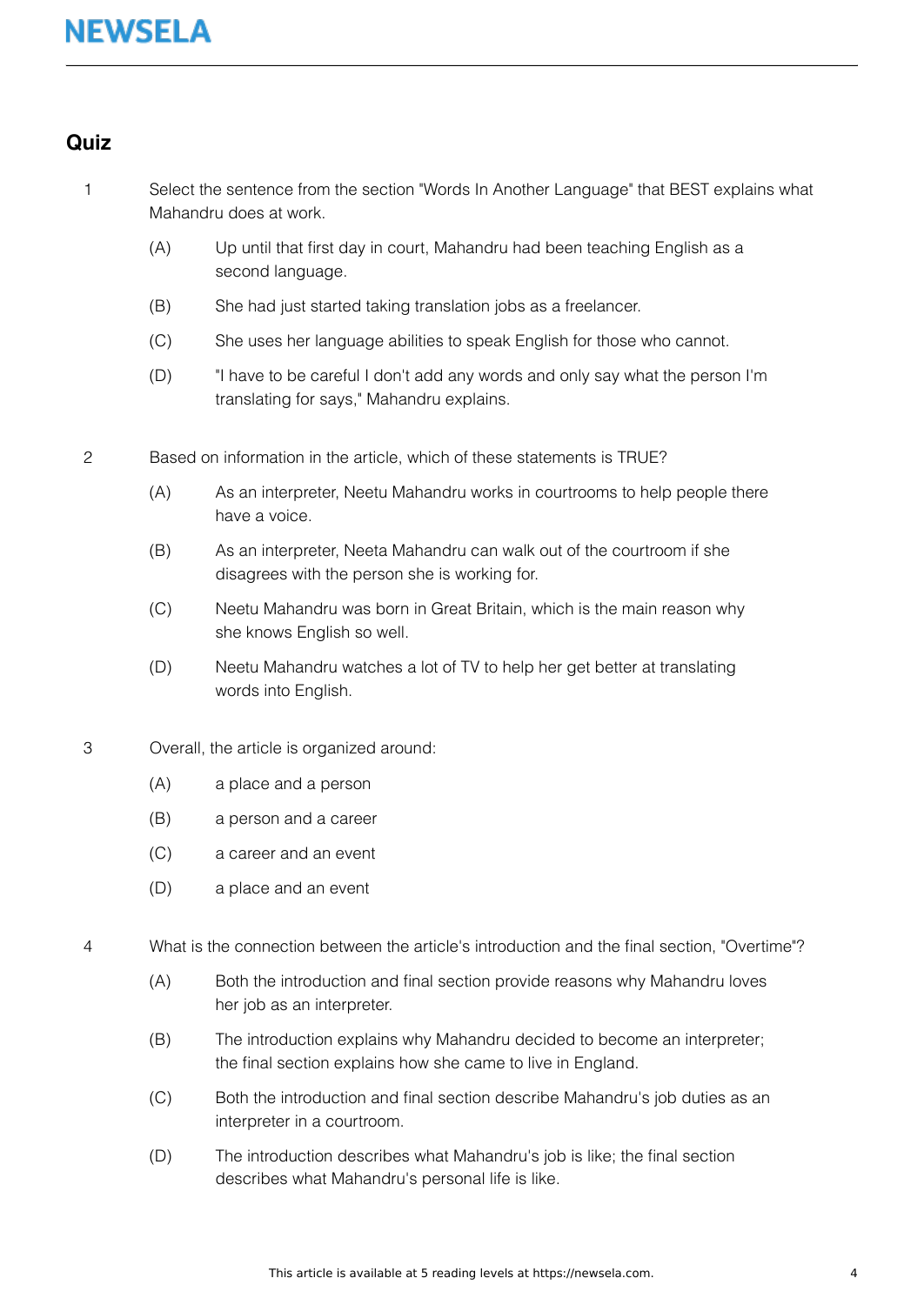## Quiz

1. Select the sentence from the section "Words In Another Language" that BEST explains what Mahandru does at work.

   (A) Up until that first day in court, Mahandru had been teaching English as a second language.

   (B) She had just started taking translation jobs as a freelancer.

   (C) She uses her language abilities to speak English for those who cannot.

   (D) "I have to be careful I don't add any words and only say what the person I'm translating for says," Mahandru explains.

2. Based on information in the article, which of these statements is TRUE?

   (A) As an interpreter, Neetu Mahandru works in courtrooms to help people there have a voice.

   (B) As an interpreter, Neeta Mahandru can walk out of the courtroom if she disagrees with the person she is working for.

   (C) Neetu Mahandru was born in Great Britain, which is the main reason why she knows English so well.

   (D) Neetu Mahandru watches a lot of TV to help her get better at translating words into English.

3. Overall, the article is organized around:

   (A) a place and a person

   (B) a person and a career

   (C) a career and an event

   (D) a place and an event

4. What is the connection between the article's introduction and the final section, "Overtime"?

   (A) Both the introduction and final section provide reasons why Mahandru loves her job as an interpreter.

   (B) The introduction explains why Mahandru decided to become an interpreter; the final section explains how she came to live in England.

   (C) Both the introduction and final section describe Mahandru's job duties as an interpreter in a courtroom.

   (D) The introduction describes what Mahandru's job is like; the final section describes what Mahandru's personal life is like.